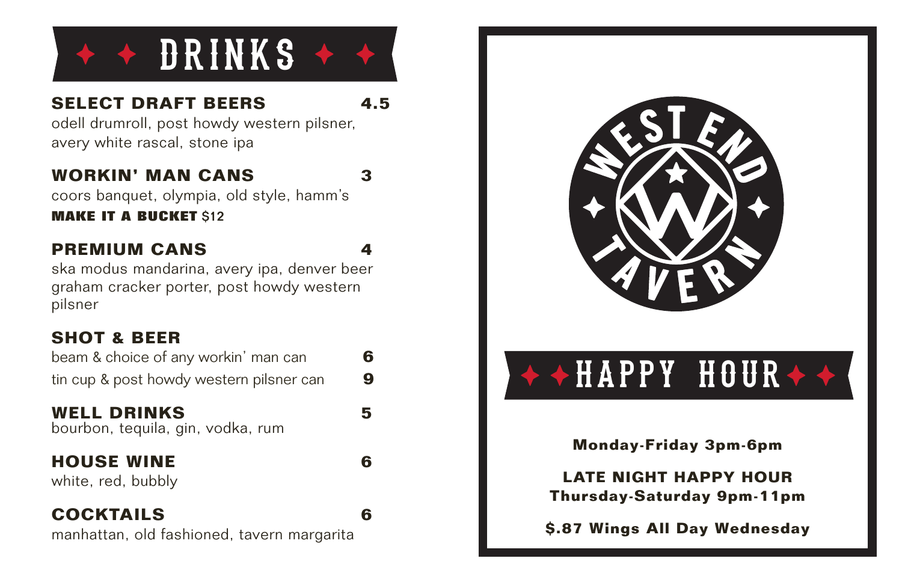# DRINKS

## SELECT DRAFT BEERS — 4.5

odell drumroll, post howdy western pilsner, avery white rascal, stone ipa

## WORKIN' MAN CANS — 3

coors banquet, olympia, old style, hamm's

**MAKE IT A BUCKET** $12

## PREMIUM CANS — 4

ska modus mandarina, avery ipa, denver beer graham cracker porter, post howdy western pilsner

## SHOT & BEER

beam & choice of any workin' man can — **6**

tin cup & post howdy western pilsner can — **9**

## WELL DRINKS — 5

bourbon, tequila, gin, vodka, rum

## HOUSE WINE — 6

white, red, bubbly

## COCKTAILS — 6

manhattan, old fashioned, tavern margarita

WEST END TAVERN

# HAPPY HOUR

**Monday-Friday 3pm-6pm**

**LATE NIGHT HAPPY HOUR**
**Thursday-Saturday 9pm-11pm**

**$.87 Wings All Day Wednesday**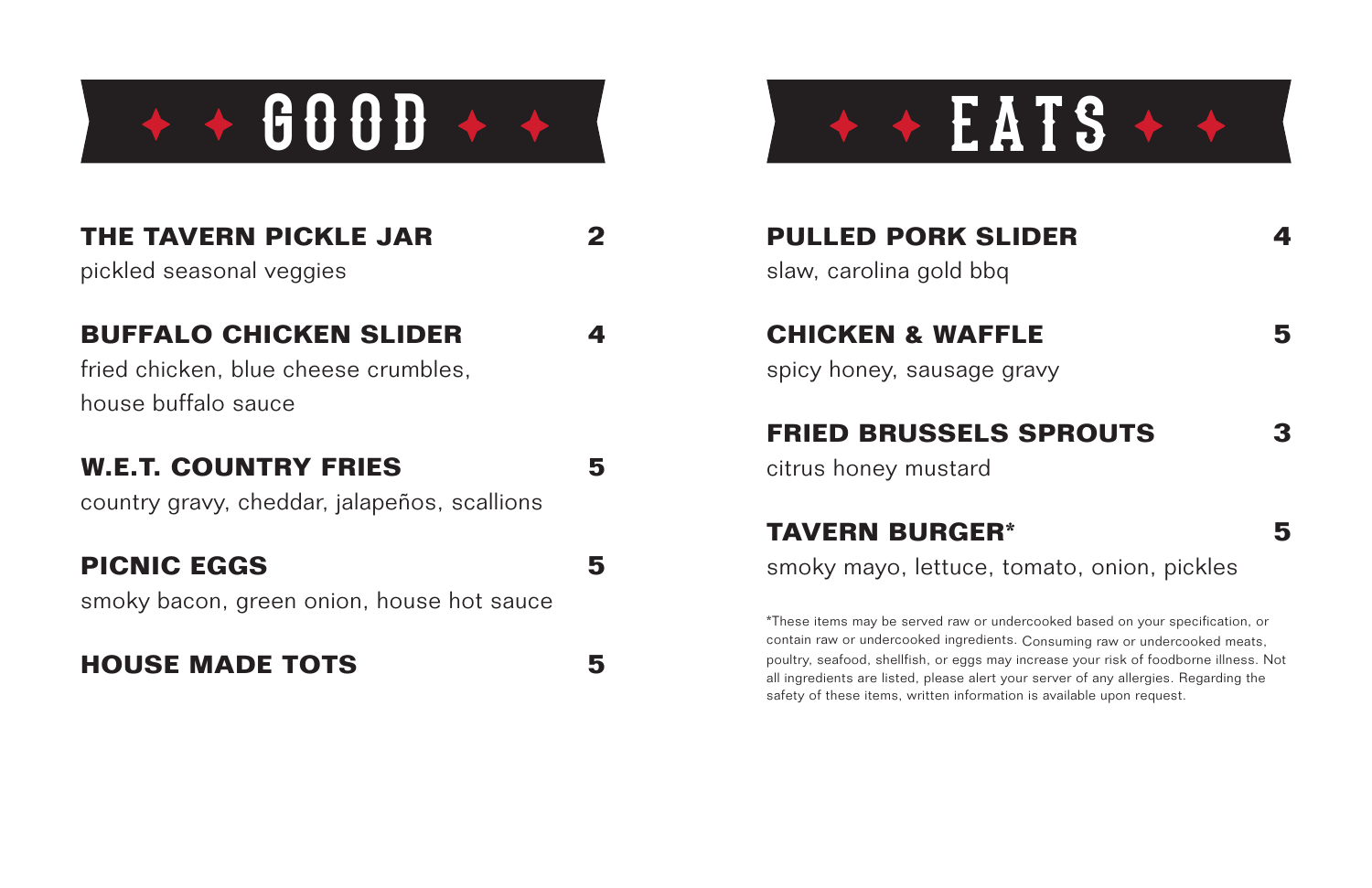# GOOD

**THE TAVERN PICKLE JAR** **2**
pickled seasonal veggies

**BUFFALO CHICKEN SLIDER** **4**
fried chicken, blue cheese crumbles, house buffalo sauce

**W.E.T. COUNTRY FRIES** **5**
country gravy, cheddar, jalapeños, scallions

**PICNIC EGGS** **5**
smoky bacon, green onion, house hot sauce

**HOUSE MADE TOTS** **5**

# EATS

**PULLED PORK SLIDER** **4**
slaw, carolina gold bbq

**CHICKEN & WAFFLE** **5**
spicy honey, sausage gravy

**FRIED BRUSSELS SPROUTS** **3**
citrus honey mustard

**TAVERN BURGER*** **5**
smoky mayo, lettuce, tomato, onion, pickles

*These items may be served raw or undercooked based on your specification, or contain raw or undercooked ingredients. Consuming raw or undercooked meats, poultry, seafood, shellfish, or eggs may increase your risk of foodborne illness. Not all ingredients are listed, please alert your server of any allergies. Regarding the safety of these items, written information is available upon request.